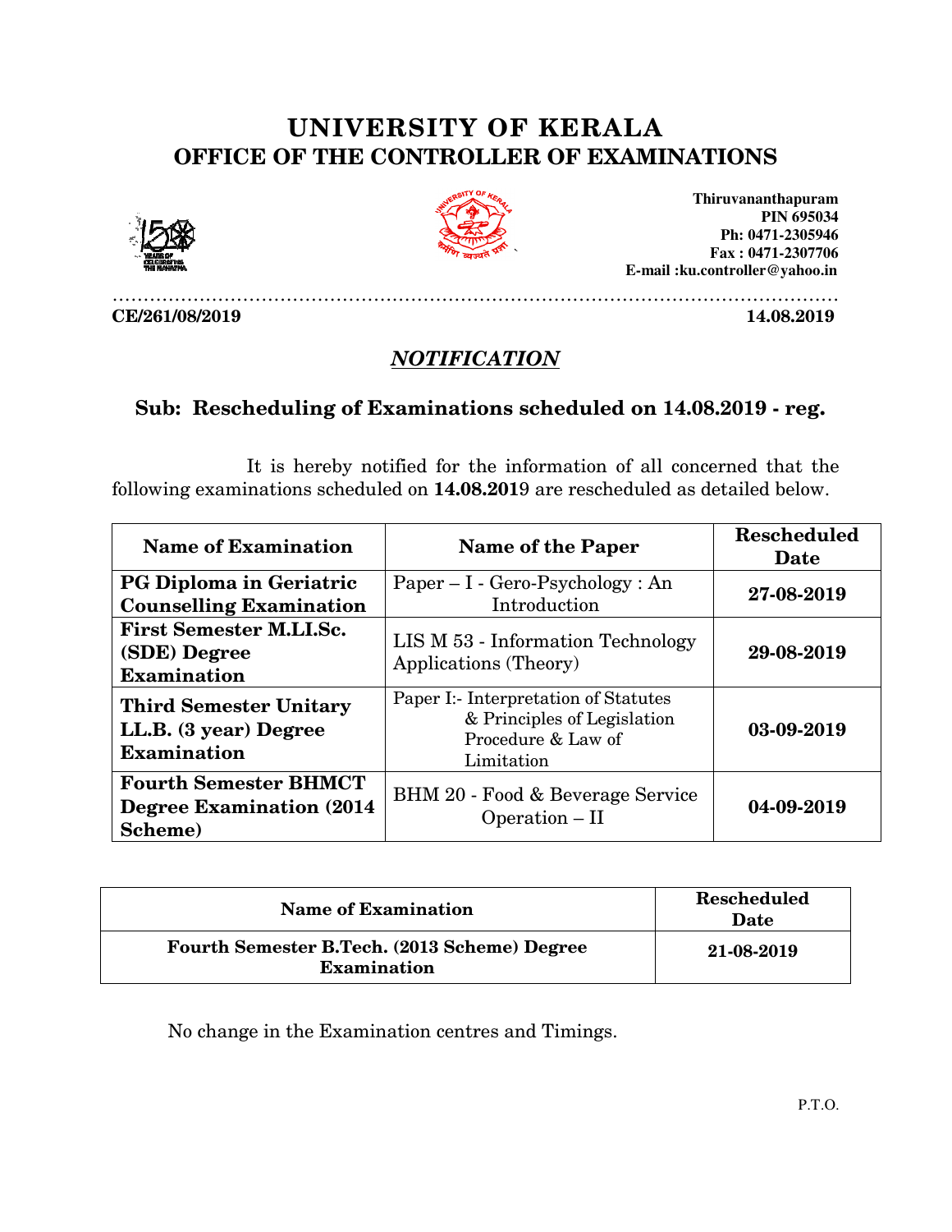# UNIVERSITY OF KERALA
## OFFICE OF THE CONTROLLER OF EXAMINATIONS

**Thiruvananthapuram**
**PIN 695034**
**Ph: 0471-2305946**
**Fax : 0471-2307706**
**E-mail :ku.controller@yahoo.in**

**CE/261/08/2019** **14.08.2019**

## *NOTIFICATION*

### Sub: Rescheduling of Examinations scheduled on 14.08.2019 - reg.

It is hereby notified for the information of all concerned that the following examinations scheduled on **14.08.2019** are rescheduled as detailed below.

| Name of Examination | Name of the Paper | Rescheduled Date |
|---|---|---|
| **PG Diploma in Geriatric Counselling Examination** | Paper – I - Gero-Psychology : An Introduction | **27-08-2019** |
| **First Semester M.LI.Sc. (SDE) Degree Examination** | LIS M 53 - Information Technology Applications (Theory) | **29-08-2019** |
| **Third Semester Unitary LL.B. (3 year) Degree Examination** | Paper I:- Interpretation of Statutes & Principles of Legislation Procedure & Law of Limitation | **03-09-2019** |
| **Fourth Semester BHMCT Degree Examination (2014 Scheme)** | BHM 20 - Food & Beverage Service Operation – II | **04-09-2019** |

| Name of Examination | Rescheduled Date |
|---|---|
| **Fourth Semester B.Tech. (2013 Scheme) Degree Examination** | **21-08-2019** |

No change in the Examination centres and Timings.

P.T.O.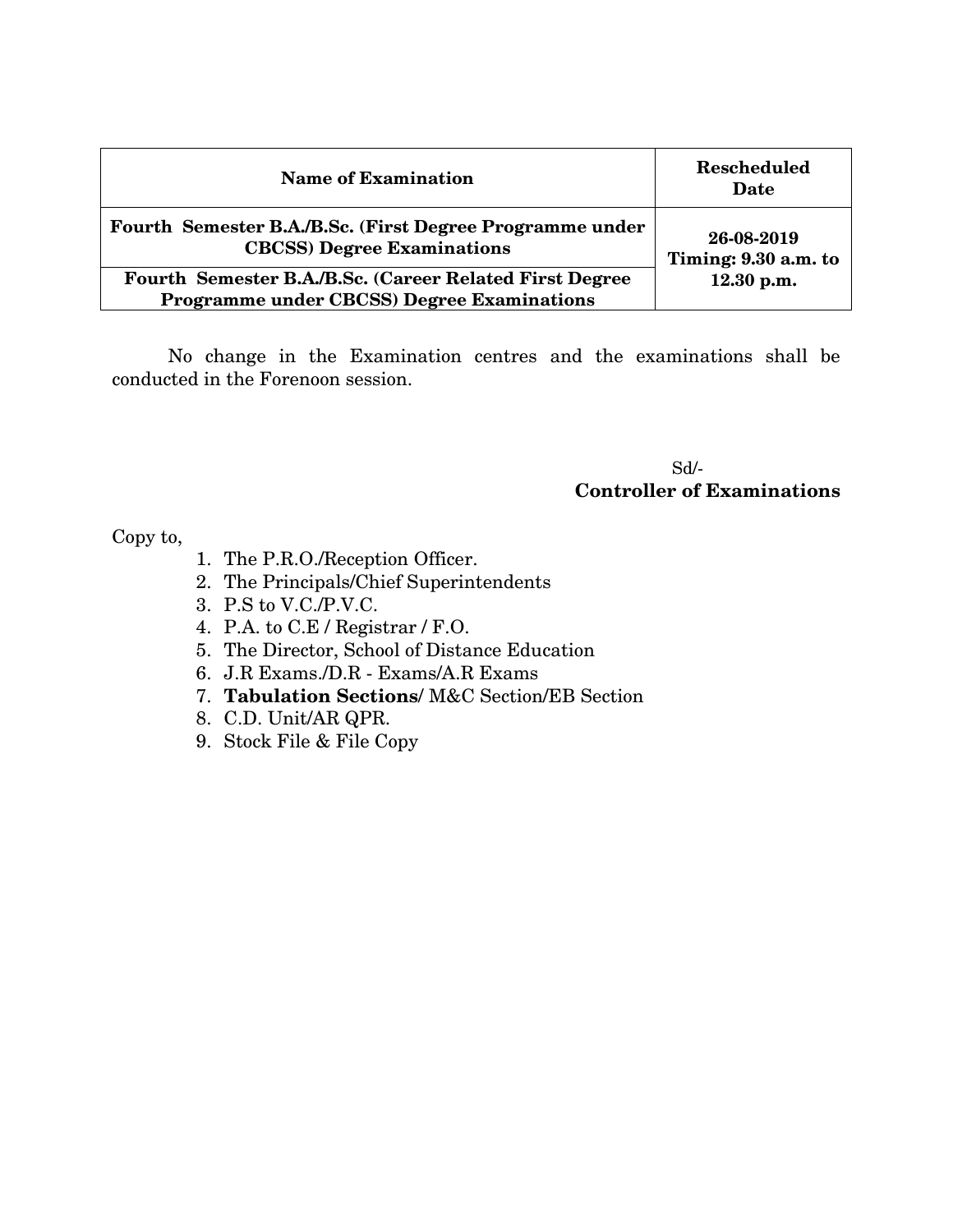| **Name of Examination** | **Rescheduled Date** |
|---|---|
| **Fourth Semester B.A./B.Sc. (First Degree Programme under CBCSS) Degree Examinations** | **26-08-2019 Timing: 9.30 a.m. to 12.30 p.m.** |
| **Fourth Semester B.A./B.Sc. (Career Related First Degree Programme under CBCSS) Degree Examinations** | |

No change in the Examination centres and the examinations shall be conducted in the Forenoon session.

Sd/-
**Controller of Examinations**

Copy to,

1. The P.R.O./Reception Officer.
2. The Principals/Chief Superintendents
3. P.S to V.C./P.V.C.
4. P.A. to C.E / Registrar / F.O.
5. The Director, School of Distance Education
6. J.R Exams./D.R - Exams/A.R Exams
7. **Tabulation Sections**/ M&C Section/EB Section
8. C.D. Unit/AR QPR.
9. Stock File & File Copy